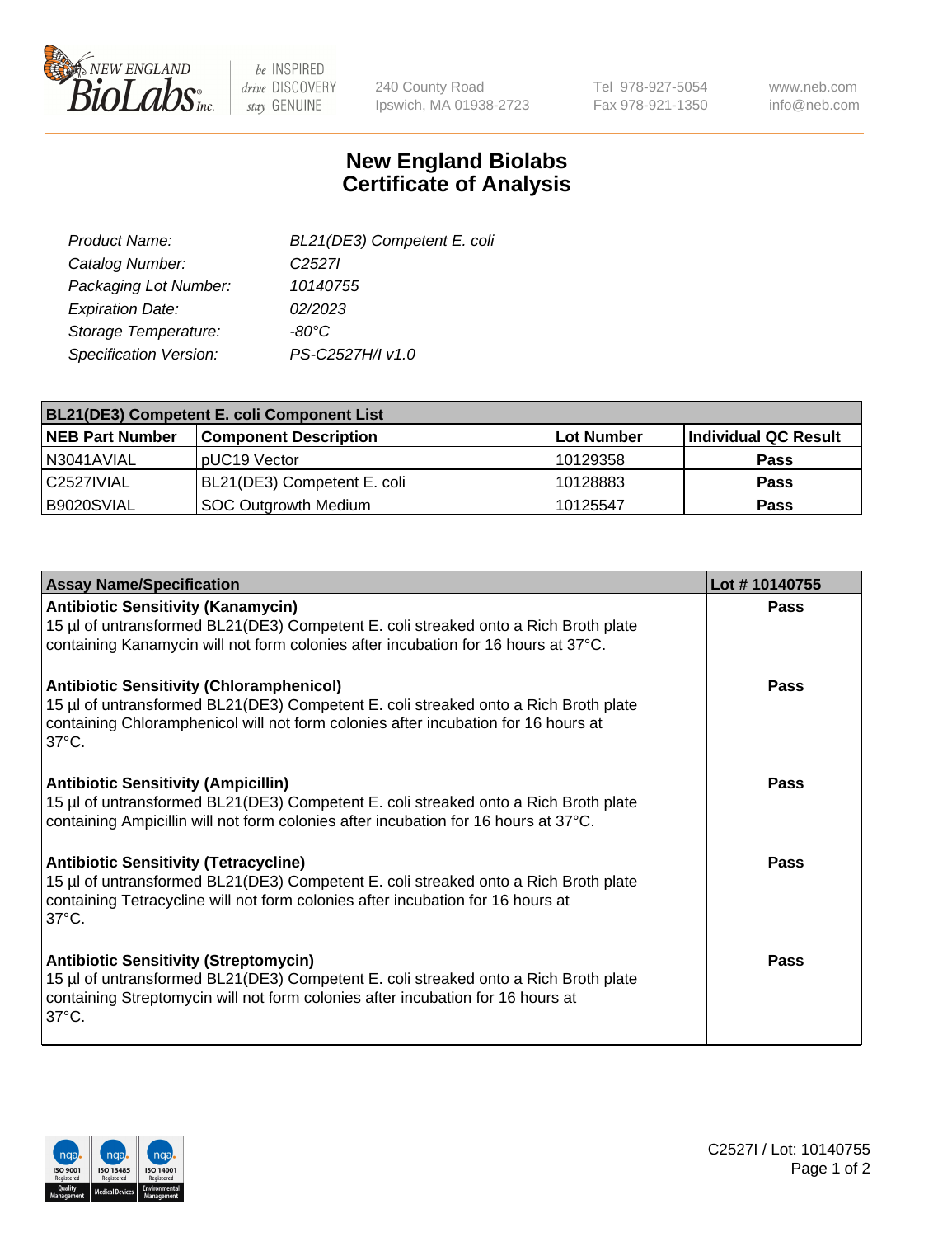240 County Road
Ipswich, MA 01938-2723

Tel 978-927-5054
Fax 978-921-1350

www.neb.com
info@neb.com

# New England Biolabs
# Certificate of Analysis

| | |
|---|---|
| *Product Name:* | *BL21(DE3) Competent E. coli* |
| *Catalog Number:* | *C2527I* |
| *Packaging Lot Number:* | *10140755* |
| *Expiration Date:* | *02/2023* |
| *Storage Temperature:* | *-80°C* |
| *Specification Version:* | *PS-C2527H/I v1.0* |

| **BL21(DE3) Competent E. coli Component List** | | | |
|---|---|---|---|
| **NEB Part Number** | **Component Description** | **Lot Number** | **Individual QC Result** |
| N3041AVIAL | pUC19 Vector | 10129358 | **Pass** |
| C2527IVIAL | BL21(DE3) Competent E. coli | 10128883 | **Pass** |
| B9020SVIAL | SOC Outgrowth Medium | 10125547 | **Pass** |

| **Assay Name/Specification** | **Lot # 10140755** |
|---|---|
| **Antibiotic Sensitivity (Kanamycin)** 15 µl of untransformed BL21(DE3) Competent E. coli streaked onto a Rich Broth plate containing Kanamycin will not form colonies after incubation for 16 hours at 37°C. | **Pass** |
| **Antibiotic Sensitivity (Chloramphenicol)** 15 µl of untransformed BL21(DE3) Competent E. coli streaked onto a Rich Broth plate containing Chloramphenicol will not form colonies after incubation for 16 hours at 37°C. | **Pass** |
| **Antibiotic Sensitivity (Ampicillin)** 15 µl of untransformed BL21(DE3) Competent E. coli streaked onto a Rich Broth plate containing Ampicillin will not form colonies after incubation for 16 hours at 37°C. | **Pass** |
| **Antibiotic Sensitivity (Tetracycline)** 15 µl of untransformed BL21(DE3) Competent E. coli streaked onto a Rich Broth plate containing Tetracycline will not form colonies after incubation for 16 hours at 37°C. | **Pass** |
| **Antibiotic Sensitivity (Streptomycin)** 15 µl of untransformed BL21(DE3) Competent E. coli streaked onto a Rich Broth plate containing Streptomycin will not form colonies after incubation for 16 hours at 37°C. | **Pass** |

C2527I / Lot: 10140755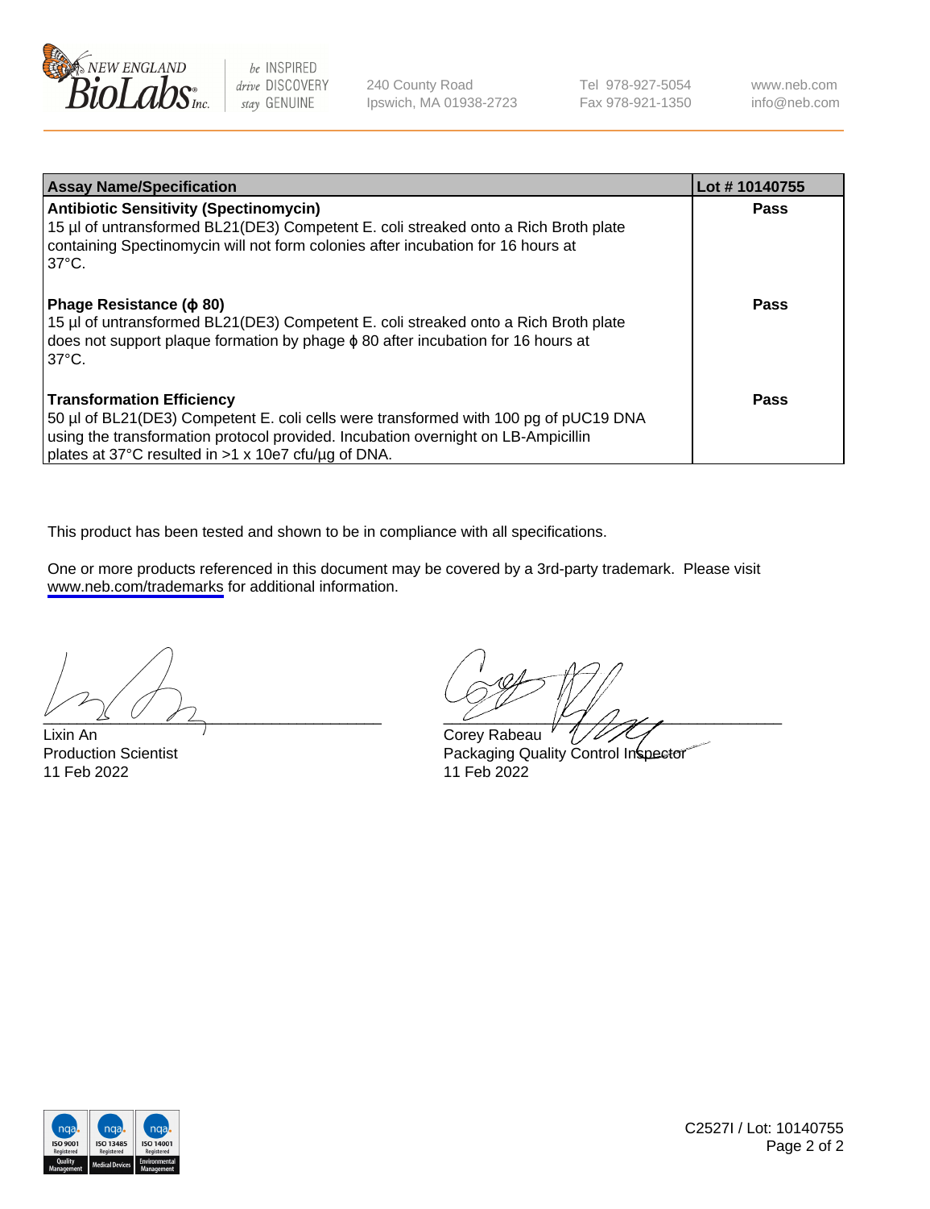| Assay Name/Specification | Lot # 10140755 |
| --- | --- |
| **Antibiotic Sensitivity (Spectinomycin)**<br>15 µl of untransformed BL21(DE3) Competent E. coli streaked onto a Rich Broth plate containing Spectinomycin will not form colonies after incubation for 16 hours at 37°C. | **Pass** |
| **Phage Resistance (ϕ 80)**<br>15 µl of untransformed BL21(DE3) Competent E. coli streaked onto a Rich Broth plate does not support plaque formation by phage ϕ 80 after incubation for 16 hours at 37°C. | **Pass** |
| **Transformation Efficiency**<br>50 µl of BL21(DE3) Competent E. coli cells were transformed with 100 pg of pUC19 DNA using the transformation protocol provided. Incubation overnight on LB-Ampicillin plates at 37°C resulted in >1 x 10e7 cfu/µg of DNA. | **Pass** |

This product has been tested and shown to be in compliance with all specifications.

One or more products referenced in this document may be covered by a 3rd-party trademark. Please visit www.neb.com/trademarks for additional information.

Lixin An
Production Scientist
11 Feb 2022

Corey Rabeau
Packaging Quality Control Inspector
11 Feb 2022

C2527I / Lot: 10140755